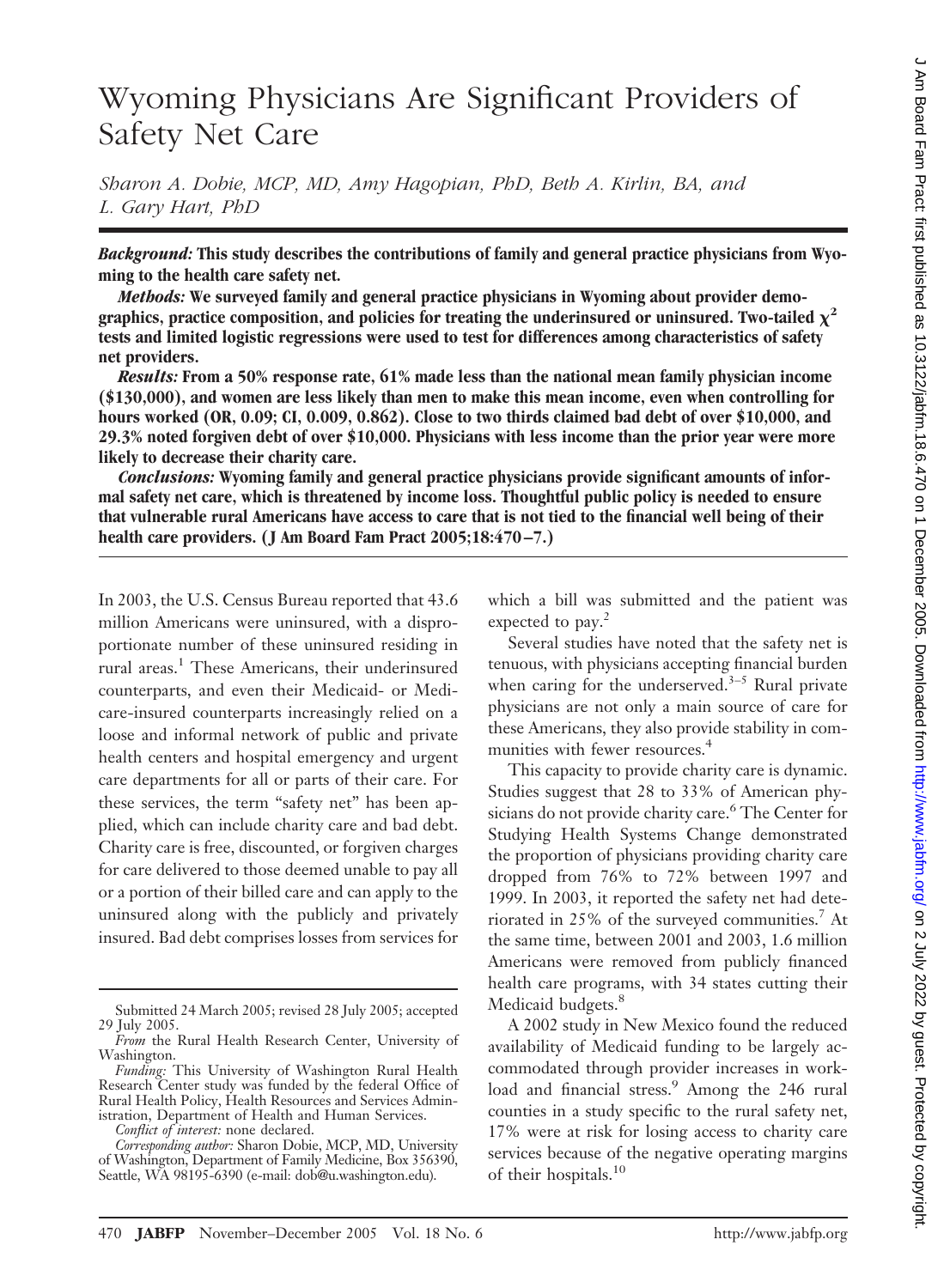# Wyoming Physicians Are Significant Providers of Safety Net Care

*Sharon A. Dobie, MCP, MD, Amy Hagopian, PhD, Beth A. Kirlin, BA, and L. Gary Hart, PhD*

***Background:*** **This study describes the contributions of family and general practice physicians from Wyoming to the health care safety net.**

***Methods:*** **We surveyed family and general practice physicians in Wyoming about provider demographics, practice composition, and policies for treating the underinsured or uninsured. Two-tailed $\chi^2$ tests and limited logistic regressions were used to test for differences among characteristics of safety net providers.**

***Results:*** **From a 50% response rate, 61% made less than the national mean family physician income (\$130,000), and women are less likely than men to make this mean income, even when controlling for hours worked (OR, 0.09; CI, 0.009, 0.862). Close to two thirds claimed bad debt of over \$10,000, and 29.3% noted forgiven debt of over \$10,000. Physicians with less income than the prior year were more likely to decrease their charity care.**

***Conclusions:*** **Wyoming family and general practice physicians provide significant amounts of informal safety net care, which is threatened by income loss. Thoughtful public policy is needed to ensure that vulnerable rural Americans have access to care that is not tied to the financial well being of their health care providers. (J Am Board Fam Pract 2005;18:470–7.)**

In 2003, the U.S. Census Bureau reported that 43.6 million Americans were uninsured, with a disproportionate number of these uninsured residing in rural areas.[1] These Americans, their underinsured counterparts, and even their Medicaid- or Medicare-insured counterparts increasingly relied on a loose and informal network of public and private health centers and hospital emergency and urgent care departments for all or parts of their care. For these services, the term "safety net" has been applied, which can include charity care and bad debt. Charity care is free, discounted, or forgiven charges for care delivered to those deemed unable to pay all or a portion of their billed care and can apply to the uninsured along with the publicly and privately insured. Bad debt comprises losses from services for which a bill was submitted and the patient was expected to pay.[2]

Several studies have noted that the safety net is tenuous, with physicians accepting financial burden when caring for the underserved.[3–5] Rural private physicians are not only a main source of care for these Americans, they also provide stability in communities with fewer resources.[4]

This capacity to provide charity care is dynamic. Studies suggest that 28 to 33% of American physicians do not provide charity care.[6] The Center for Studying Health Systems Change demonstrated the proportion of physicians providing charity care dropped from 76% to 72% between 1997 and 1999. In 2003, it reported the safety net had deteriorated in 25% of the surveyed communities.[7] At the same time, between 2001 and 2003, 1.6 million Americans were removed from publicly financed health care programs, with 34 states cutting their Medicaid budgets.[8]

A 2002 study in New Mexico found the reduced availability of Medicaid funding to be largely accommodated through provider increases in workload and financial stress.[9] Among the 246 rural counties in a study specific to the rural safety net, 17% were at risk for losing access to charity care services because of the negative operating margins of their hospitals.[10]

---

Submitted 24 March 2005; revised 28 July 2005; accepted 29 July 2005.

*From* the Rural Health Research Center, University of Washington.

*Funding:* This University of Washington Rural Health Research Center study was funded by the federal Office of Rural Health Policy, Health Resources and Services Administration, Department of Health and Human Services.

*Conflict of interest:* none declared.

*Corresponding author:* Sharon Dobie, MCP, MD, University of Washington, Department of Family Medicine, Box 356390, Seattle, WA 98195-6390 (e-mail: dob@u.washington.edu).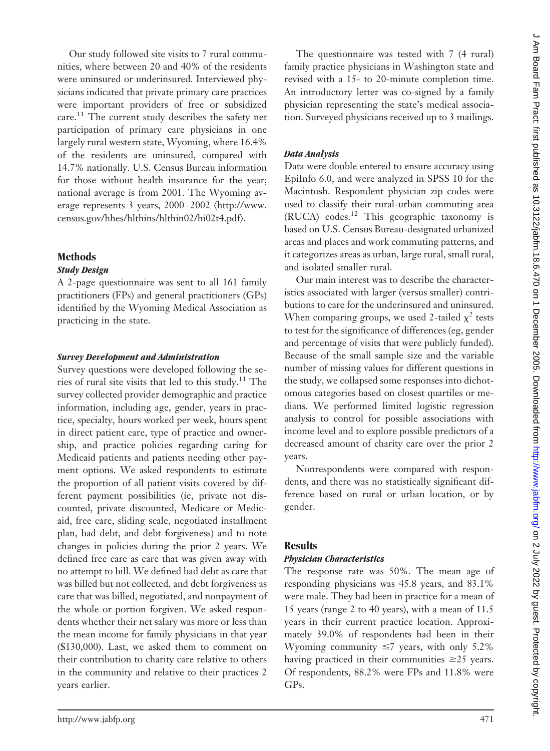Our study followed site visits to 7 rural communities, where between 20 and 40% of the residents were uninsured or underinsured. Interviewed physicians indicated that private primary care practices were important providers of free or subsidized care.[11] The current study describes the safety net participation of primary care physicians in one largely rural western state, Wyoming, where 16.4% of the residents are uninsured, compared with 14.7% nationally. U.S. Census Bureau information for those without health insurance for the year; national average is from 2001. The Wyoming average represents 3 years, 2000–2002 ⟨http://www.census.gov/hhes/hlthins/hlthin02/hi02t4.pdf⟩.

## Methods

### Study Design

A 2-page questionnaire was sent to all 161 family practitioners (FPs) and general practitioners (GPs) identified by the Wyoming Medical Association as practicing in the state.

### Survey Development and Administration

Survey questions were developed following the series of rural site visits that led to this study.[11] The survey collected provider demographic and practice information, including age, gender, years in practice, specialty, hours worked per week, hours spent in direct patient care, type of practice and ownership, and practice policies regarding caring for Medicaid patients and patients needing other payment options. We asked respondents to estimate the proportion of all patient visits covered by different payment possibilities (ie, private not discounted, private discounted, Medicare or Medicaid, free care, sliding scale, negotiated installment plan, bad debt, and debt forgiveness) and to note changes in policies during the prior 2 years. We defined free care as care that was given away with no attempt to bill. We defined bad debt as care that was billed but not collected, and debt forgiveness as care that was billed, negotiated, and nonpayment of the whole or portion forgiven. We asked respondents whether their net salary was more or less than the mean income for family physicians in that year ($130,000). Last, we asked them to comment on their contribution to charity care relative to others in the community and relative to their practices 2 years earlier.

The questionnaire was tested with 7 (4 rural) family practice physicians in Washington state and revised with a 15- to 20-minute completion time. An introductory letter was co-signed by a family physician representing the state's medical association. Surveyed physicians received up to 3 mailings.

### Data Analysis

Data were double entered to ensure accuracy using EpiInfo 6.0, and were analyzed in SPSS 10 for the Macintosh. Respondent physician zip codes were used to classify their rural-urban commuting area (RUCA) codes.[12] This geographic taxonomy is based on U.S. Census Bureau-designated urbanized areas and places and work commuting patterns, and it categorizes areas as urban, large rural, small rural, and isolated smaller rural.

Our main interest was to describe the characteristics associated with larger (versus smaller) contributions to care for the underinsured and uninsured. When comparing groups, we used 2-tailed $\chi^2$ tests to test for the significance of differences (eg, gender and percentage of visits that were publicly funded). Because of the small sample size and the variable number of missing values for different questions in the study, we collapsed some responses into dichotomous categories based on closest quartiles or medians. We performed limited logistic regression analysis to control for possible associations with income level and to explore possible predictors of a decreased amount of charity care over the prior 2 years.

Nonrespondents were compared with respondents, and there was no statistically significant difference based on rural or urban location, or by gender.

## Results

### Physician Characteristics

The response rate was 50%. The mean age of responding physicians was 45.8 years, and 83.1% were male. They had been in practice for a mean of 15 years (range 2 to 40 years), with a mean of 11.5 years in their current practice location. Approximately 39.0% of respondents had been in their Wyoming community $\leq$7 years, with only 5.2% having practiced in their communities $\geq$25 years. Of respondents, 88.2% were FPs and 11.8% were GPs.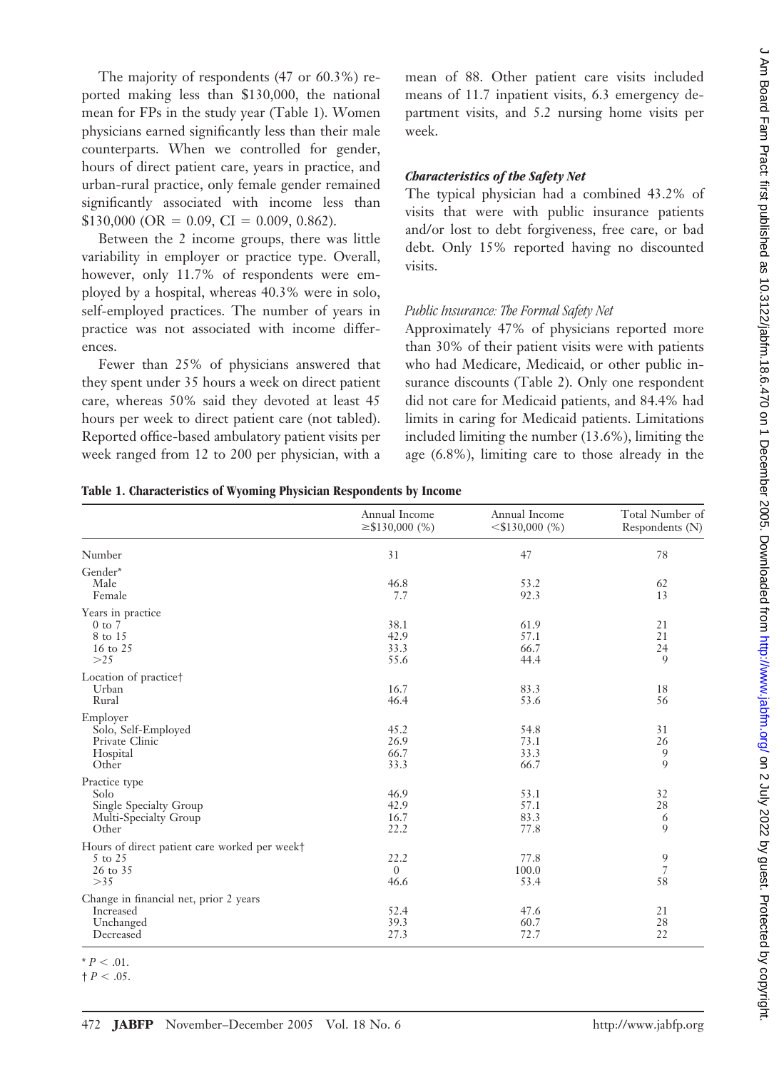The majority of respondents (47 or 60.3%) reported making less than \$130,000, the national mean for FPs in the study year (Table 1). Women physicians earned significantly less than their male counterparts. When we controlled for gender, hours of direct patient care, years in practice, and urban-rural practice, only female gender remained significantly associated with income less than \$130,000 (OR = 0.09, CI = 0.009, 0.862).

Between the 2 income groups, there was little variability in employer or practice type. Overall, however, only 11.7% of respondents were employed by a hospital, whereas 40.3% were in solo, self-employed practices. The number of years in practice was not associated with income differences.

Fewer than 25% of physicians answered that they spent under 35 hours a week on direct patient care, whereas 50% said they devoted at least 45 hours per week to direct patient care (not tabled). Reported office-based ambulatory patient visits per week ranged from 12 to 200 per physician, with a mean of 88. Other patient care visits included means of 11.7 inpatient visits, 6.3 emergency department visits, and 5.2 nursing home visits per week.

### *Characteristics of the Safety Net*

The typical physician had a combined 43.2% of visits that were with public insurance patients and/or lost to debt forgiveness, free care, or bad debt. Only 15% reported having no discounted visits.

#### *Public Insurance: The Formal Safety Net*

Approximately 47% of physicians reported more than 30% of their patient visits were with patients who had Medicare, Medicaid, or other public insurance discounts (Table 2). Only one respondent did not care for Medicaid patients, and 84.4% had limits in caring for Medicaid patients. Limitations included limiting the number (13.6%), limiting the age (6.8%), limiting care to those already in the

**Table 1. Characteristics of Wyoming Physician Respondents by Income**

| | Annual Income ≥\$130,000 (%) | Annual Income <\$130,000 (%) | Total Number of Respondents (N) |
|---|---|---|---|
| Number | 31 | 47 | 78 |
| Gender* | | | |
| Male | 46.8 | 53.2 | 62 |
| Female | 7.7 | 92.3 | 13 |
| Years in practice | | | |
| 0 to 7 | 38.1 | 61.9 | 21 |
| 8 to 15 | 42.9 | 57.1 | 21 |
| 16 to 25 | 33.3 | 66.7 | 24 |
| >25 | 55.6 | 44.4 | 9 |
| Location of practice† | | | |
| Urban | 16.7 | 83.3 | 18 |
| Rural | 46.4 | 53.6 | 56 |
| Employer | | | |
| Solo, Self-Employed | 45.2 | 54.8 | 31 |
| Private Clinic | 26.9 | 73.1 | 26 |
| Hospital | 66.7 | 33.3 | 9 |
| Other | 33.3 | 66.7 | 9 |
| Practice type | | | |
| Solo | 46.9 | 53.1 | 32 |
| Single Specialty Group | 42.9 | 57.1 | 28 |
| Multi-Specialty Group | 16.7 | 83.3 | 6 |
| Other | 22.2 | 77.8 | 9 |
| Hours of direct patient care worked per week† | | | |
| 5 to 25 | 22.2 | 77.8 | 9 |
| 26 to 35 | 0 | 100.0 | 7 |
| >35 | 46.6 | 53.4 | 58 |
| Change in financial net, prior 2 years | | | |
| Increased | 52.4 | 47.6 | 21 |
| Unchanged | 39.3 | 60.7 | 28 |
| Decreased | 27.3 | 72.7 | 22 |

\* $P < .01$.

† $P < .05$.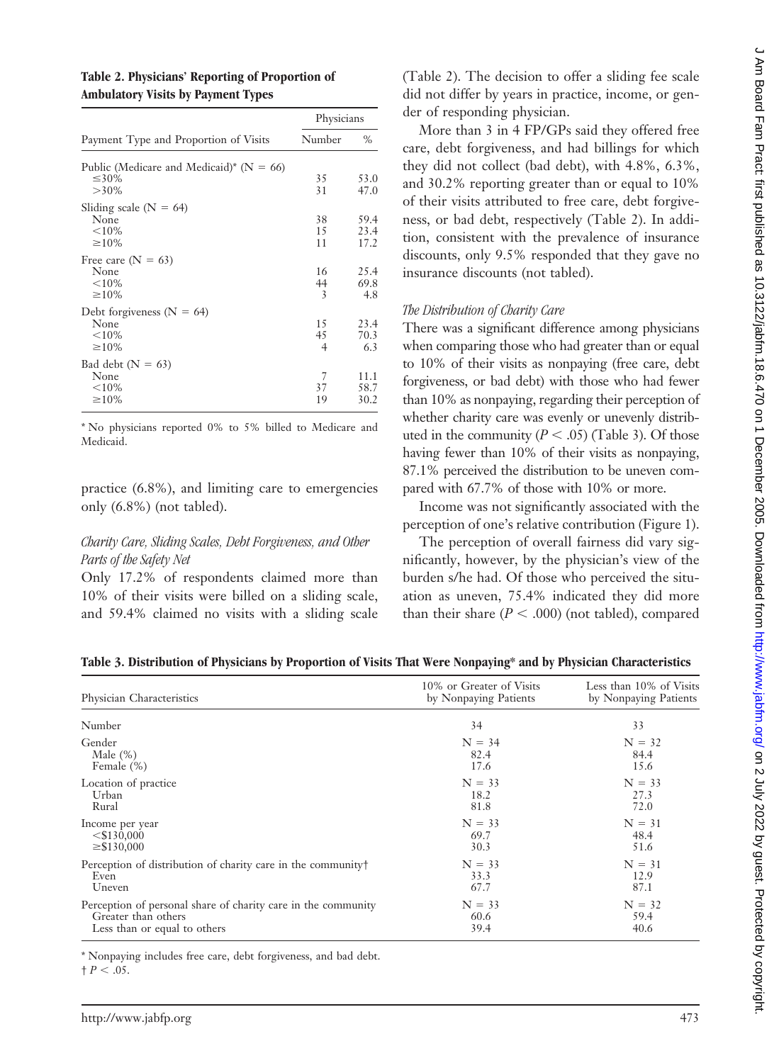**Table 2. Physicians' Reporting of Proportion of Ambulatory Visits by Payment Types**

| Payment Type and Proportion of Visits | Physicians | |
|---|---|---|
| | Number | % |
| Public (Medicare and Medicaid)* (N = 66) | | |
| ≤30% | 35 | 53.0 |
| >30% | 31 | 47.0 |
| Sliding scale (N = 64) | | |
| None | 38 | 59.4 |
| <10% | 15 | 23.4 |
| ≥10% | 11 | 17.2 |
| Free care (N = 63) | | |
| None | 16 | 25.4 |
| <10% | 44 | 69.8 |
| ≥10% | 3 | 4.8 |
| Debt forgiveness (N = 64) | | |
| None | 15 | 23.4 |
| <10% | 45 | 70.3 |
| ≥10% | 4 | 6.3 |
| Bad debt (N = 63) | | |
| None | 7 | 11.1 |
| <10% | 37 | 58.7 |
| ≥10% | 19 | 30.2 |

* No physicians reported 0% to 5% billed to Medicare and Medicaid.

practice (6.8%), and limiting care to emergencies only (6.8%) (not tabled).

### *Charity Care, Sliding Scales, Debt Forgiveness, and Other Parts of the Safety Net*

Only 17.2% of respondents claimed more than 10% of their visits were billed on a sliding scale, and 59.4% claimed no visits with a sliding scale (Table 2). The decision to offer a sliding fee scale did not differ by years in practice, income, or gender of responding physician.

More than 3 in 4 FP/GPs said they offered free care, debt forgiveness, and had billings for which they did not collect (bad debt), with 4.8%, 6.3%, and 30.2% reporting greater than or equal to 10% of their visits attributed to free care, debt forgiveness, or bad debt, respectively (Table 2). In addition, consistent with the prevalence of insurance discounts, only 9.5% responded that they gave no insurance discounts (not tabled).

### *The Distribution of Charity Care*

There was a significant difference among physicians when comparing those who had greater than or equal to 10% of their visits as nonpaying (free care, debt forgiveness, or bad debt) with those who had fewer than 10% as nonpaying, regarding their perception of whether charity care was evenly or unevenly distributed in the community ($P < .05$) (Table 3). Of those having fewer than 10% of their visits as nonpaying, 87.1% perceived the distribution to be uneven compared with 67.7% of those with 10% or more.

Income was not significantly associated with the perception of one's relative contribution (Figure 1).

The perception of overall fairness did vary significantly, however, by the physician's view of the burden s/he had. Of those who perceived the situation as uneven, 75.4% indicated they did more than their share ($P < .000$) (not tabled), compared

**Table 3. Distribution of Physicians by Proportion of Visits That Were Nonpaying* and by Physician Characteristics**

| Physician Characteristics | 10% or Greater of Visits by Nonpaying Patients | Less than 10% of Visits by Nonpaying Patients |
|---|---|---|
| Number | 34 | 33 |
| Gender | N = 34 | N = 32 |
| Male (%) | 82.4 | 84.4 |
| Female (%) | 17.6 | 15.6 |
| Location of practice | N = 33 | N = 33 |
| Urban | 18.2 | 27.3 |
| Rural | 81.8 | 72.0 |
| Income per year | N = 33 | N = 31 |
| <$130,000 | 69.7 | 48.4 |
| ≥$130,000 | 30.3 | 51.6 |
| Perception of distribution of charity care in the community† | N = 33 | N = 31 |
| Even | 33.3 | 12.9 |
| Uneven | 67.7 | 87.1 |
| Perception of personal share of charity care in the community | N = 33 | N = 32 |
| Greater than others | 60.6 | 59.4 |
| Less than or equal to others | 39.4 | 40.6 |

* Nonpaying includes free care, debt forgiveness, and bad debt.
† $P < .05$.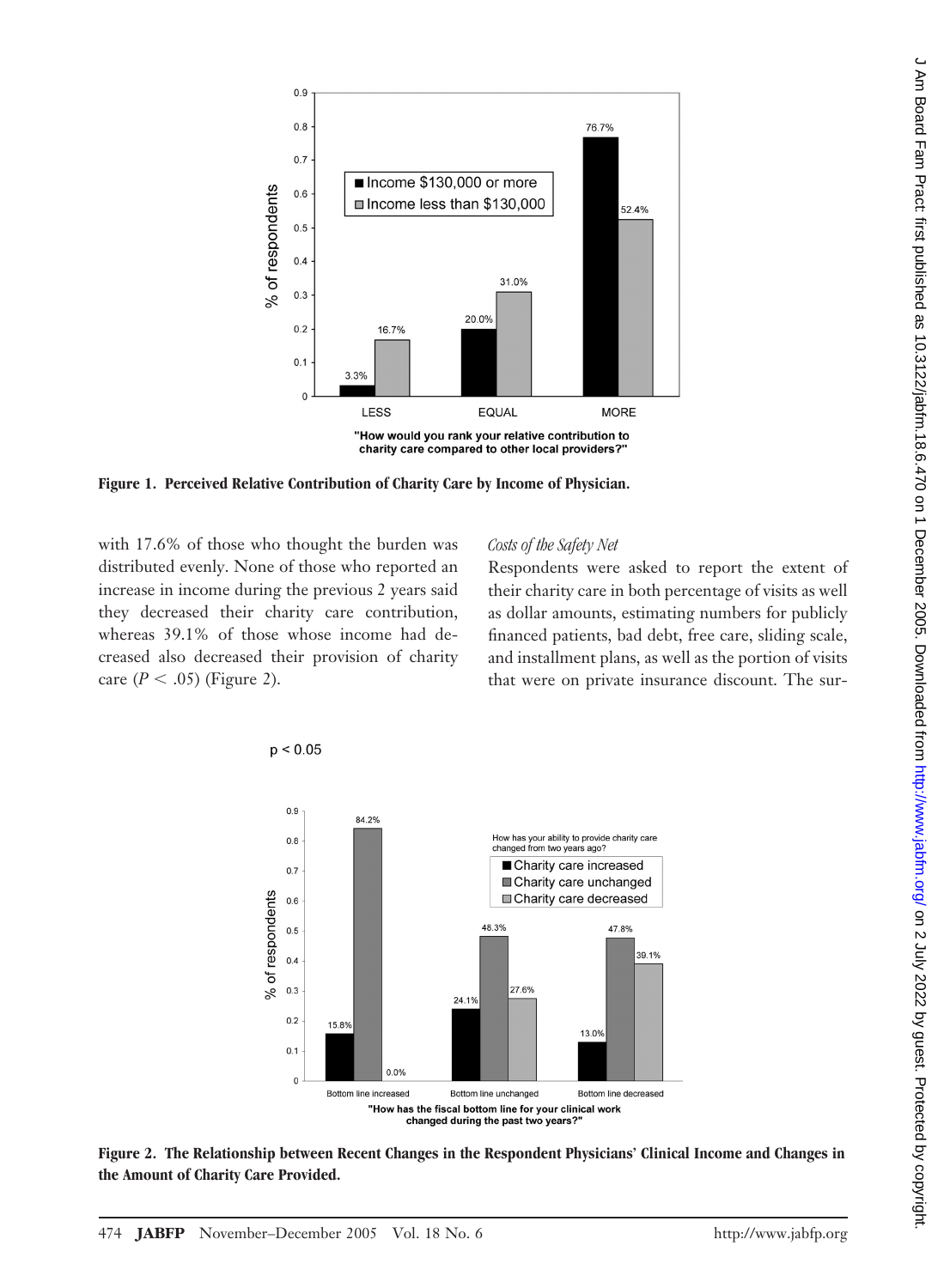**Figure 1. Perceived Relative Contribution of Charity Care by Income of Physician.**

with 17.6% of those who thought the burden was distributed evenly. None of those who reported an increase in income during the previous 2 years said they decreased their charity care contribution, whereas 39.1% of those whose income had decreased also decreased their provision of charity care ($P < .05$) (Figure 2).

### *Costs of the Safety Net*

Respondents were asked to report the extent of their charity care in both percentage of visits as well as dollar amounts, estimating numbers for publicly financed patients, bad debt, free care, sliding scale, and installment plans, as well as the portion of visits that were on private insurance discount. The sur-

**Figure 2. The Relationship between Recent Changes in the Respondent Physicians' Clinical Income and Changes in the Amount of Charity Care Provided.**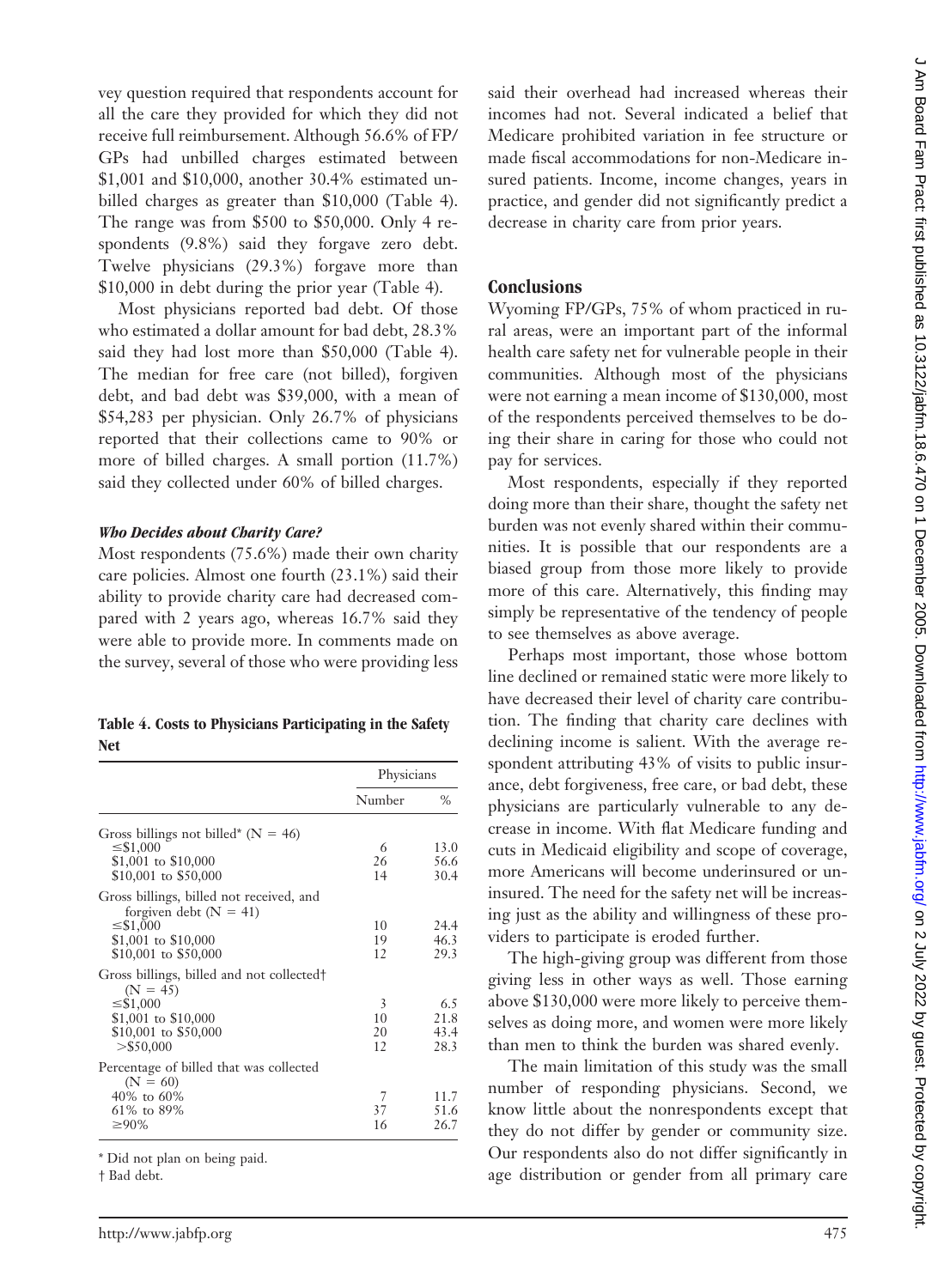vey question required that respondents account for all the care they provided for which they did not receive full reimbursement. Although 56.6% of FP/GPs had unbilled charges estimated between $1,001 and $10,000, another 30.4% estimated unbilled charges as greater than $10,000 (Table 4). The range was from $500 to $50,000. Only 4 respondents (9.8%) said they forgave zero debt. Twelve physicians (29.3%) forgave more than $10,000 in debt during the prior year (Table 4).

Most physicians reported bad debt. Of those who estimated a dollar amount for bad debt, 28.3% said they had lost more than $50,000 (Table 4). The median for free care (not billed), forgiven debt, and bad debt was $39,000, with a mean of $54,283 per physician. Only 26.7% of physicians reported that their collections came to 90% or more of billed charges. A small portion (11.7%) said they collected under 60% of billed charges.

### *Who Decides about Charity Care?*

Most respondents (75.6%) made their own charity care policies. Almost one fourth (23.1%) said their ability to provide charity care had decreased compared with 2 years ago, whereas 16.7% said they were able to provide more. In comments made on the survey, several of those who were providing less said their overhead had increased whereas their incomes had not. Several indicated a belief that Medicare prohibited variation in fee structure or made fiscal accommodations for non-Medicare insured patients. Income, income changes, years in practice, and gender did not significantly predict a decrease in charity care from prior years.

**Table 4. Costs to Physicians Participating in the Safety Net**

| | Physicians | |
|---|---|---|
| | Number | % |
| Gross billings not billed* (N = 46) | | |
| ≤$1,000 | 6 | 13.0 |
| $1,001 to $10,000 | 26 | 56.6 |
| $10,001 to $50,000 | 14 | 30.4 |
| Gross billings, billed not received, and forgiven debt (N = 41) | | |
| ≤$1,000 | 10 | 24.4 |
| $1,001 to $10,000 | 19 | 46.3 |
| $10,001 to $50,000 | 12 | 29.3 |
| Gross billings, billed and not collected† (N = 45) | | |
| ≤$1,000 | 3 | 6.5 |
| $1,001 to $10,000 | 10 | 21.8 |
| $10,001 to $50,000 | 20 | 43.4 |
| >$50,000 | 12 | 28.3 |
| Percentage of billed that was collected (N = 60) | | |
| 40% to 60% | 7 | 11.7 |
| 61% to 89% | 37 | 51.6 |
| ≥90% | 16 | 26.7 |

\* Did not plan on being paid.

† Bad debt.

## Conclusions

Wyoming FP/GPs, 75% of whom practiced in rural areas, were an important part of the informal health care safety net for vulnerable people in their communities. Although most of the physicians were not earning a mean income of $130,000, most of the respondents perceived themselves to be doing their share in caring for those who could not pay for services.

Most respondents, especially if they reported doing more than their share, thought the safety net burden was not evenly shared within their communities. It is possible that our respondents are a biased group from those more likely to provide more of this care. Alternatively, this finding may simply be representative of the tendency of people to see themselves as above average.

Perhaps most important, those whose bottom line declined or remained static were more likely to have decreased their level of charity care contribution. The finding that charity care declines with declining income is salient. With the average respondent attributing 43% of visits to public insurance, debt forgiveness, free care, or bad debt, these physicians are particularly vulnerable to any decrease in income. With flat Medicare funding and cuts in Medicaid eligibility and scope of coverage, more Americans will become underinsured or uninsured. The need for the safety net will be increasing just as the ability and willingness of these providers to participate is eroded further.

The high-giving group was different from those giving less in other ways as well. Those earning above $130,000 were more likely to perceive themselves as doing more, and women were more likely than men to think the burden was shared evenly.

The main limitation of this study was the small number of responding physicians. Second, we know little about the nonrespondents except that they do not differ by gender or community size. Our respondents also do not differ significantly in age distribution or gender from all primary care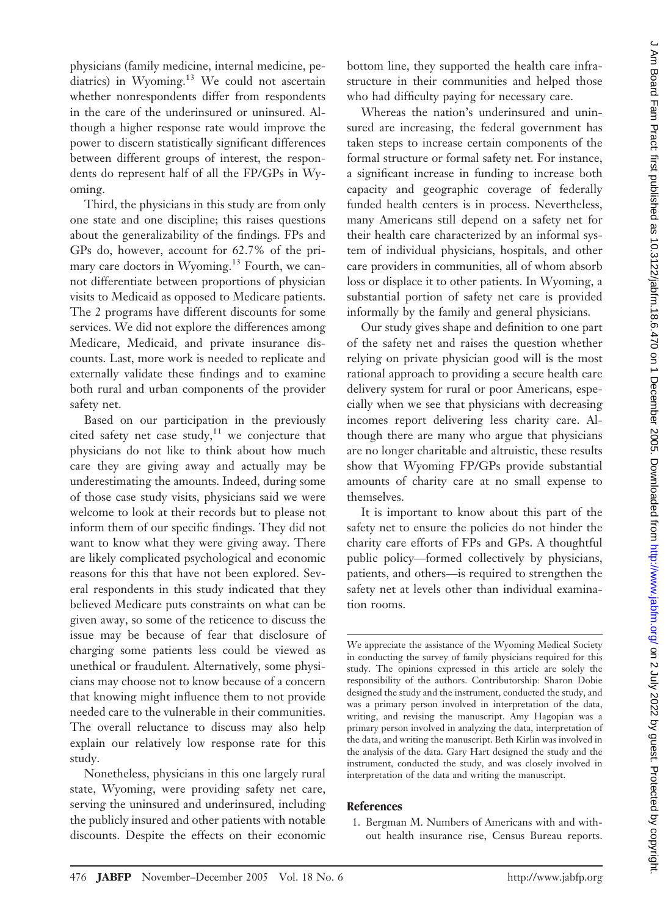physicians (family medicine, internal medicine, pediatrics) in Wyoming.[13] We could not ascertain whether nonrespondents differ from respondents in the care of the underinsured or uninsured. Although a higher response rate would improve the power to discern statistically significant differences between different groups of interest, the respondents do represent half of all the FP/GPs in Wyoming.

Third, the physicians in this study are from only one state and one discipline; this raises questions about the generalizability of the findings. FPs and GPs do, however, account for 62.7% of the primary care doctors in Wyoming.[13] Fourth, we cannot differentiate between proportions of physician visits to Medicaid as opposed to Medicare patients. The 2 programs have different discounts for some services. We did not explore the differences among Medicare, Medicaid, and private insurance discounts. Last, more work is needed to replicate and externally validate these findings and to examine both rural and urban components of the provider safety net.

Based on our participation in the previously cited safety net case study,[11] we conjecture that physicians do not like to think about how much care they are giving away and actually may be underestimating the amounts. Indeed, during some of those case study visits, physicians said we were welcome to look at their records but to please not inform them of our specific findings. They did not want to know what they were giving away. There are likely complicated psychological and economic reasons for this that have not been explored. Several respondents in this study indicated that they believed Medicare puts constraints on what can be given away, so some of the reticence to discuss the issue may be because of fear that disclosure of charging some patients less could be viewed as unethical or fraudulent. Alternatively, some physicians may choose not to know because of a concern that knowing might influence them to not provide needed care to the vulnerable in their communities. The overall reluctance to discuss may also help explain our relatively low response rate for this study.

Nonetheless, physicians in this one largely rural state, Wyoming, were providing safety net care, serving the uninsured and underinsured, including the publicly insured and other patients with notable discounts. Despite the effects on their economic bottom line, they supported the health care infrastructure in their communities and helped those who had difficulty paying for necessary care.

Whereas the nation's underinsured and uninsured are increasing, the federal government has taken steps to increase certain components of the formal structure or formal safety net. For instance, a significant increase in funding to increase both capacity and geographic coverage of federally funded health centers is in process. Nevertheless, many Americans still depend on a safety net for their health care characterized by an informal system of individual physicians, hospitals, and other care providers in communities, all of whom absorb loss or displace it to other patients. In Wyoming, a substantial portion of safety net care is provided informally by the family and general physicians.

Our study gives shape and definition to one part of the safety net and raises the question whether relying on private physician good will is the most rational approach to providing a secure health care delivery system for rural or poor Americans, especially when we see that physicians with decreasing incomes report delivering less charity care. Although there are many who argue that physicians are no longer charitable and altruistic, these results show that Wyoming FP/GPs provide substantial amounts of charity care at no small expense to themselves.

It is important to know about this part of the safety net to ensure the policies do not hinder the charity care efforts of FPs and GPs. A thoughtful public policy—formed collectively by physicians, patients, and others—is required to strengthen the safety net at levels other than individual examination rooms.

---

We appreciate the assistance of the Wyoming Medical Society in conducting the survey of family physicians required for this study. The opinions expressed in this article are solely the responsibility of the authors. Contributorship: Sharon Dobie designed the study and the instrument, conducted the study, and was a primary person involved in interpretation of the data, writing, and revising the manuscript. Amy Hagopian was a primary person involved in analyzing the data, interpretation of the data, and writing the manuscript. Beth Kirlin was involved in the analysis of the data. Gary Hart designed the study and the instrument, conducted the study, and was closely involved in interpretation of the data and writing the manuscript.

## References

1. Bergman M. Numbers of Americans with and without health insurance rise, Census Bureau reports.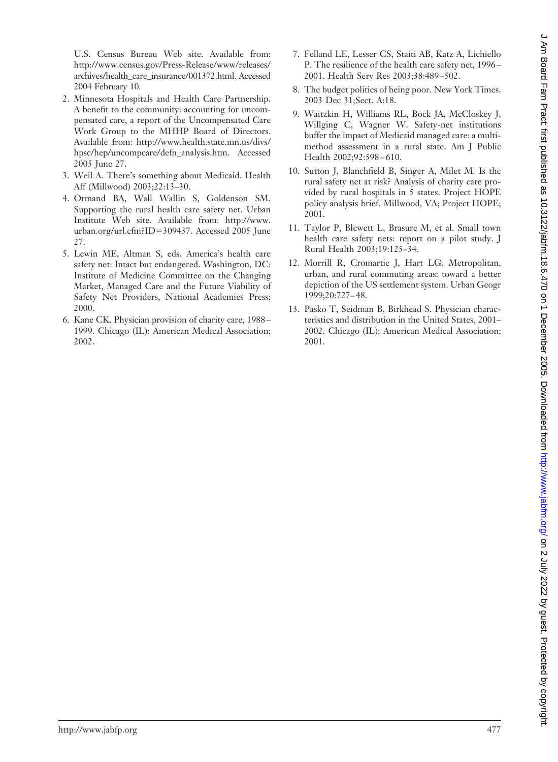U.S. Census Bureau Web site. Available from: http://www.census.gov/Press-Release/www/releases/archives/health_care_insurance/001372.html. Accessed 2004 February 10.

2. Minnesota Hospitals and Health Care Partnership. A benefit to the community: accounting for uncompensated care, a report of the Uncompensated Care Work Group to the MHHP Board of Directors. Available from: http://www.health.state.mn.us/divs/hpsc/hep/uncompcare/defn_analysis.htm. Accessed 2005 June 27.
3. Weil A. There's something about Medicaid. Health Aff (Millwood) 2003;22:13–30.
4. Ormand BA, Wall Wallin S, Goldenson SM. Supporting the rural health care safety net. Urban Institute Web site. Available from: http://www.urban.org/url.cfm?ID=309437. Accessed 2005 June 27.
5. Lewin ME, Altman S, eds. America's health care safety net: Intact but endangered. Washington, DC: Institute of Medicine Committee on the Changing Market, Managed Care and the Future Viability of Safety Net Providers, National Academies Press; 2000.
6. Kane CK. Physician provision of charity care, 1988–1999. Chicago (IL): American Medical Association; 2002.
7. Felland LE, Lesser CS, Staiti AB, Katz A, Lichiello P. The resilience of the health care safety net, 1996–2001. Health Serv Res 2003;38:489–502.
8. The budget politics of being poor. New York Times. 2003 Dec 31;Sect. A:18.
9. Waitzkin H, Williams RL, Bock JA, McCloskey J, Willging C, Wagner W. Safety-net institutions buffer the impact of Medicaid managed care: a multimethod assessment in a rural state. Am J Public Health 2002;92:598–610.
10. Sutton J, Blanchfield B, Singer A, Milet M. Is the rural safety net at risk? Analysis of charity care provided by rural hospitals in 5 states. Project HOPE policy analysis brief. Millwood, VA; Project HOPE; 2001.
11. Taylor P, Blewett L, Brasure M, et al. Small town health care safety nets: report on a pilot study. J Rural Health 2003;19:125–34.
12. Morrill R, Cromartie J, Hart LG. Metropolitan, urban, and rural commuting areas: toward a better depiction of the US settlement system. Urban Geogr 1999;20:727–48.
13. Pasko T, Seidman B, Birkhead S. Physician characteristics and distribution in the United States, 2001–2002. Chicago (IL): American Medical Association; 2001.